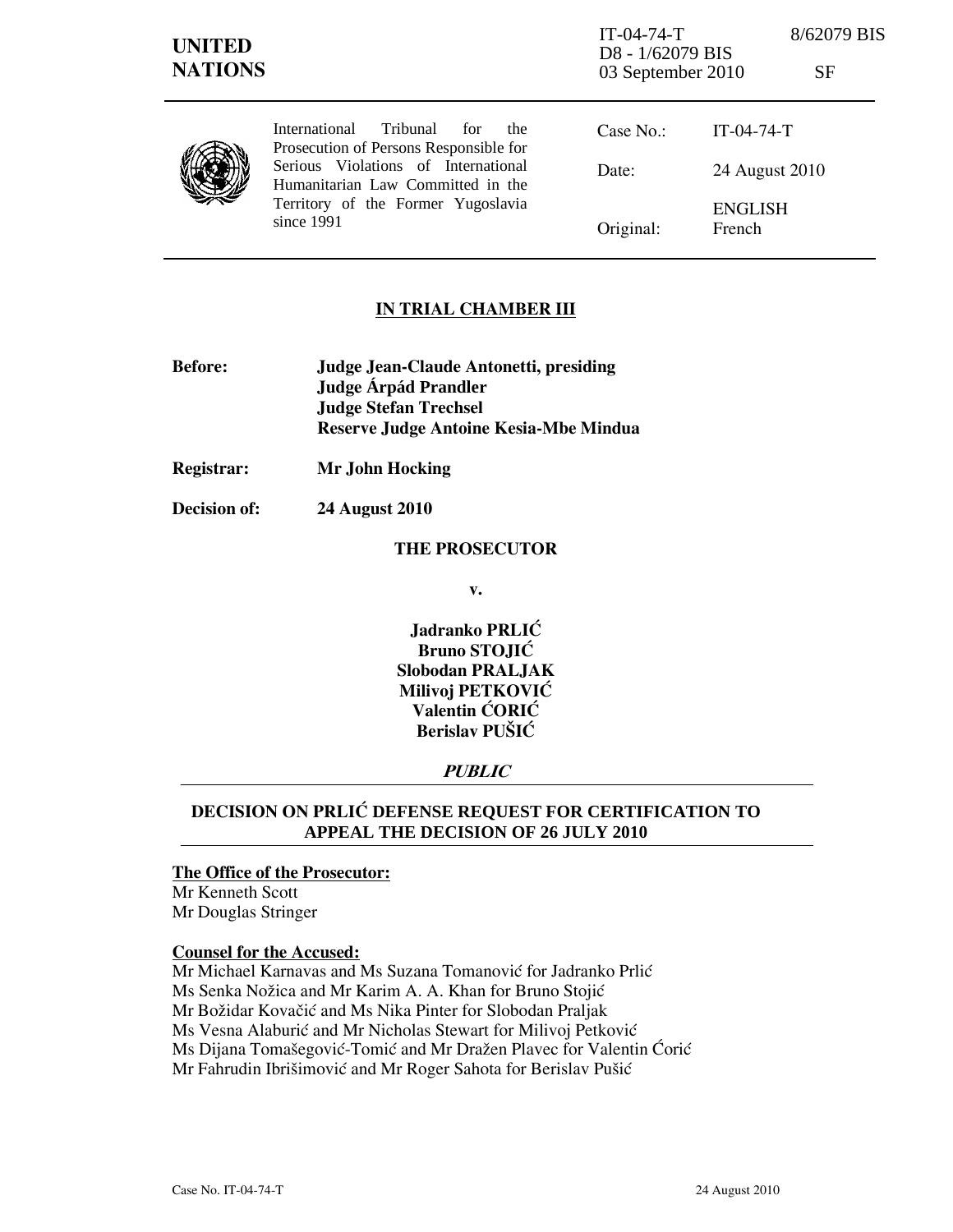IT-04-74-T 8/62079 BIS
D8 - 1/62079 BIS
03 September 2010 SF

**UNITED NATIONS**

International Tribunal for the Prosecution of Persons Responsible for Serious Violations of International Humanitarian Law Committed in the Territory of the Former Yugoslavia since 1991

| | |
|---|---|
| Case No.: | IT-04-74-T |
| Date: | 24 August 2010 |
| Original: | ENGLISH<br>French |

**IN TRIAL CHAMBER III**

**Before:** **Judge Jean-Claude Antonetti, presiding**
**Judge Árpád Prandler**
**Judge Stefan Trechsel**
**Reserve Judge Antoine Kesia-Mbe Mindua**

**Registrar:** **Mr John Hocking**

**Decision of:** **24 August 2010**

**THE PROSECUTOR**

**v.**

**Jadranko PRLIĆ**
**Bruno STOJIĆ**
**Slobodan PRALJAK**
**Milivoj PETKOVIĆ**
**Valentin ĆORIĆ**
**Berislav PUŠIĆ**

***PUBLIC***

**DECISION ON PRLIĆ DEFENSE REQUEST FOR CERTIFICATION TO APPEAL THE DECISION OF 26 JULY 2010**

**The Office of the Prosecutor:**
Mr Kenneth Scott
Mr Douglas Stringer

**Counsel for the Accused:**
Mr Michael Karnavas and Ms Suzana Tomanović for Jadranko Prlić
Ms Senka Nožica and Mr Karim A. A. Khan for Bruno Stojić
Mr Božidar Kovačić and Ms Nika Pinter for Slobodan Praljak
Ms Vesna Alaburić and Mr Nicholas Stewart for Milivoj Petković
Ms Dijana Tomašegović-Tomić and Mr Dražen Plavec for Valentin Ćorić
Mr Fahrudin Ibrišimović and Mr Roger Sahota for Berislav Pušić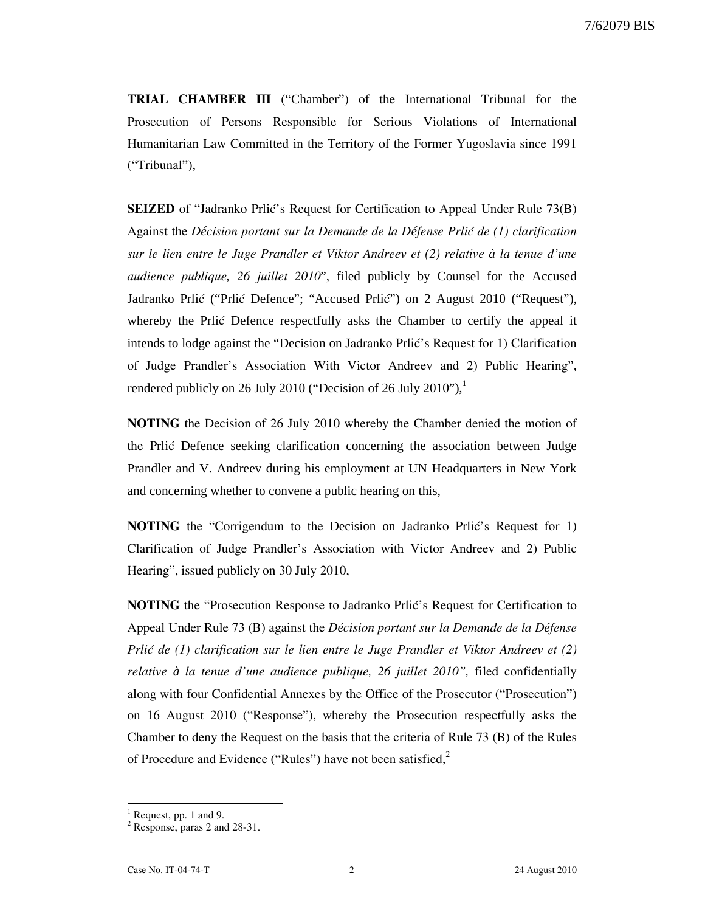**TRIAL CHAMBER III** ("Chamber") of the International Tribunal for the Prosecution of Persons Responsible for Serious Violations of International Humanitarian Law Committed in the Territory of the Former Yugoslavia since 1991 ("Tribunal"),

**SEIZED** of "Jadranko Prlić's Request for Certification to Appeal Under Rule 73(B) Against the *Décision portant sur la Demande de la Défense Prlić de (1) clarification sur le lien entre le Juge Prandler et Viktor Andreev et (2) relative à la tenue d'une audience publique, 26 juillet 2010*", filed publicly by Counsel for the Accused Jadranko Prlić ("Prlić Defence"; "Accused Prlić") on 2 August 2010 ("Request"), whereby the Prlić Defence respectfully asks the Chamber to certify the appeal it intends to lodge against the "Decision on Jadranko Prlić's Request for 1) Clarification of Judge Prandler's Association With Victor Andreev and 2) Public Hearing", rendered publicly on 26 July 2010 ("Decision of 26 July 2010"),[1]

**NOTING** the Decision of 26 July 2010 whereby the Chamber denied the motion of the Prlić Defence seeking clarification concerning the association between Judge Prandler and V. Andreev during his employment at UN Headquarters in New York and concerning whether to convene a public hearing on this,

**NOTING** the "Corrigendum to the Decision on Jadranko Prlić's Request for 1) Clarification of Judge Prandler's Association with Victor Andreev and 2) Public Hearing", issued publicly on 30 July 2010,

**NOTING** the "Prosecution Response to Jadranko Prlić's Request for Certification to Appeal Under Rule 73 (B) against the *Décision portant sur la Demande de la Défense Prlić de (1) clarification sur le lien entre le Juge Prandler et Viktor Andreev et (2) relative à la tenue d'une audience publique, 26 juillet 2010"*, filed confidentially along with four Confidential Annexes by the Office of the Prosecutor ("Prosecution") on 16 August 2010 ("Response"), whereby the Prosecution respectfully asks the Chamber to deny the Request on the basis that the criteria of Rule 73 (B) of the Rules of Procedure and Evidence ("Rules") have not been satisfied,[2]

---

[1] Request, pp. 1 and 9.

[2] Response, paras 2 and 28-31.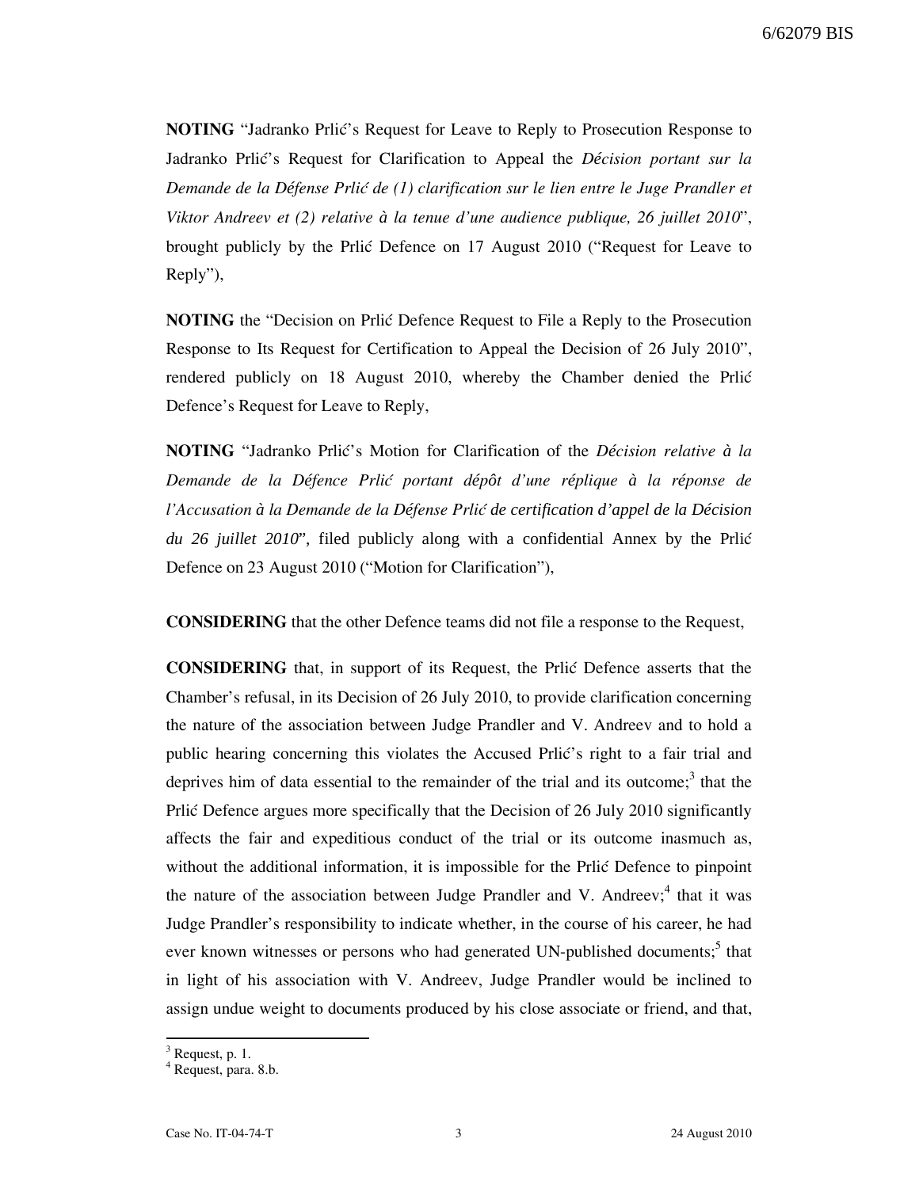**NOTING** "Jadranko Prlić's Request for Leave to Reply to Prosecution Response to Jadranko Prlić's Request for Clarification to Appeal the *Décision portant sur la Demande de la Défense Prlić de (1) clarification sur le lien entre le Juge Prandler et Viktor Andreev et (2) relative à la tenue d'une audience publique, 26 juillet 2010*", brought publicly by the Prlić Defence on 17 August 2010 ("Request for Leave to Reply"),

**NOTING** the "Decision on Prlić Defence Request to File a Reply to the Prosecution Response to Its Request for Certification to Appeal the Decision of 26 July 2010", rendered publicly on 18 August 2010, whereby the Chamber denied the Prlić Defence's Request for Leave to Reply,

**NOTING** "Jadranko Prlić's Motion for Clarification of the *Décision relative à la Demande de la Défence Prlić portant dépôt d'une réplique à la réponse de l'Accusation à la Demande de la Défense Prlić de certification d'appel de la Décision du 26 juillet 2010*", filed publicly along with a confidential Annex by the Prlić Defence on 23 August 2010 ("Motion for Clarification"),

**CONSIDERING** that the other Defence teams did not file a response to the Request,

**CONSIDERING** that, in support of its Request, the Prlić Defence asserts that the Chamber's refusal, in its Decision of 26 July 2010, to provide clarification concerning the nature of the association between Judge Prandler and V. Andreev and to hold a public hearing concerning this violates the Accused Prlić's right to a fair trial and deprives him of data essential to the remainder of the trial and its outcome;[3] that the Prlić Defence argues more specifically that the Decision of 26 July 2010 significantly affects the fair and expeditious conduct of the trial or its outcome inasmuch as, without the additional information, it is impossible for the Prlić Defence to pinpoint the nature of the association between Judge Prandler and V. Andreev;[4] that it was Judge Prandler's responsibility to indicate whether, in the course of his career, he had ever known witnesses or persons who had generated UN-published documents;[5] that in light of his association with V. Andreev, Judge Prandler would be inclined to assign undue weight to documents produced by his close associate or friend, and that,

---

[3] Request, p. 1.

[4] Request, para. 8.b.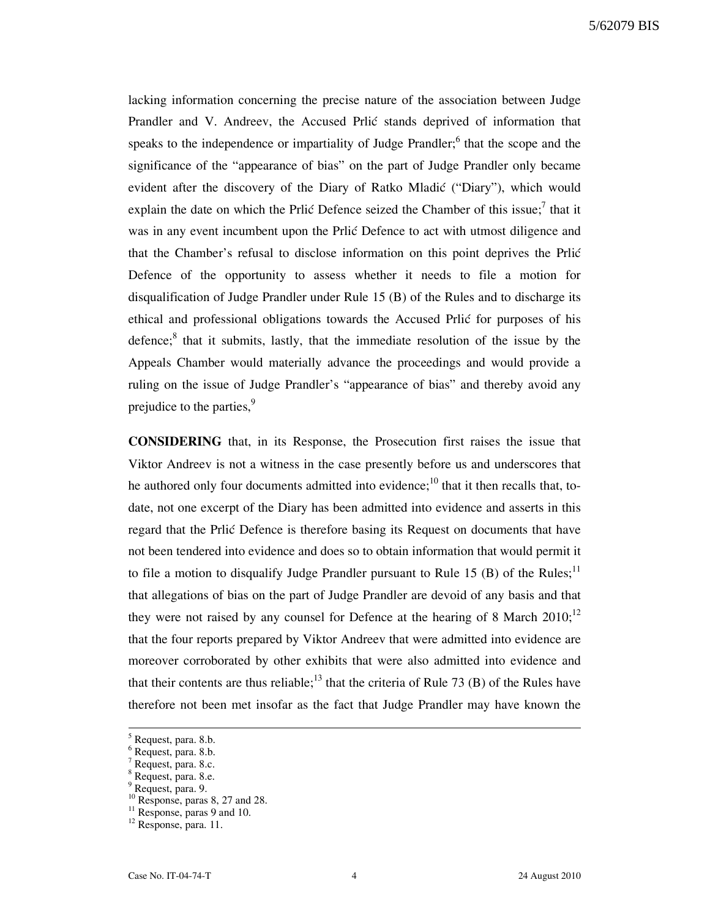lacking information concerning the precise nature of the association between Judge Prandler and V. Andreev, the Accused Prlić stands deprived of information that speaks to the independence or impartiality of Judge Prandler;[6] that the scope and the significance of the "appearance of bias" on the part of Judge Prandler only became evident after the discovery of the Diary of Ratko Mladić ("Diary"), which would explain the date on which the Prlić Defence seized the Chamber of this issue;[7] that it was in any event incumbent upon the Prlić Defence to act with utmost diligence and that the Chamber's refusal to disclose information on this point deprives the Prlić Defence of the opportunity to assess whether it needs to file a motion for disqualification of Judge Prandler under Rule 15 (B) of the Rules and to discharge its ethical and professional obligations towards the Accused Prlić for purposes of his defence;[8] that it submits, lastly, that the immediate resolution of the issue by the Appeals Chamber would materially advance the proceedings and would provide a ruling on the issue of Judge Prandler's "appearance of bias" and thereby avoid any prejudice to the parties,[9]

**CONSIDERING** that, in its Response, the Prosecution first raises the issue that Viktor Andreev is not a witness in the case presently before us and underscores that he authored only four documents admitted into evidence;[10] that it then recalls that, to-date, not one excerpt of the Diary has been admitted into evidence and asserts in this regard that the Prlić Defence is therefore basing its Request on documents that have not been tendered into evidence and does so to obtain information that would permit it to file a motion to disqualify Judge Prandler pursuant to Rule 15 (B) of the Rules;[11] that allegations of bias on the part of Judge Prandler are devoid of any basis and that they were not raised by any counsel for Defence at the hearing of 8 March 2010;[12] that the four reports prepared by Viktor Andreev that were admitted into evidence are moreover corroborated by other exhibits that were also admitted into evidence and that their contents are thus reliable;[13] that the criteria of Rule 73 (B) of the Rules have therefore not been met insofar as the fact that Judge Prandler may have known the

---

[5] Request, para. 8.b.
[6] Request, para. 8.b.
[7] Request, para. 8.c.
[8] Request, para. 8.e.
[9] Request, para. 9.
[10] Response, paras 8, 27 and 28.
[11] Response, paras 9 and 10.
[12] Response, para. 11.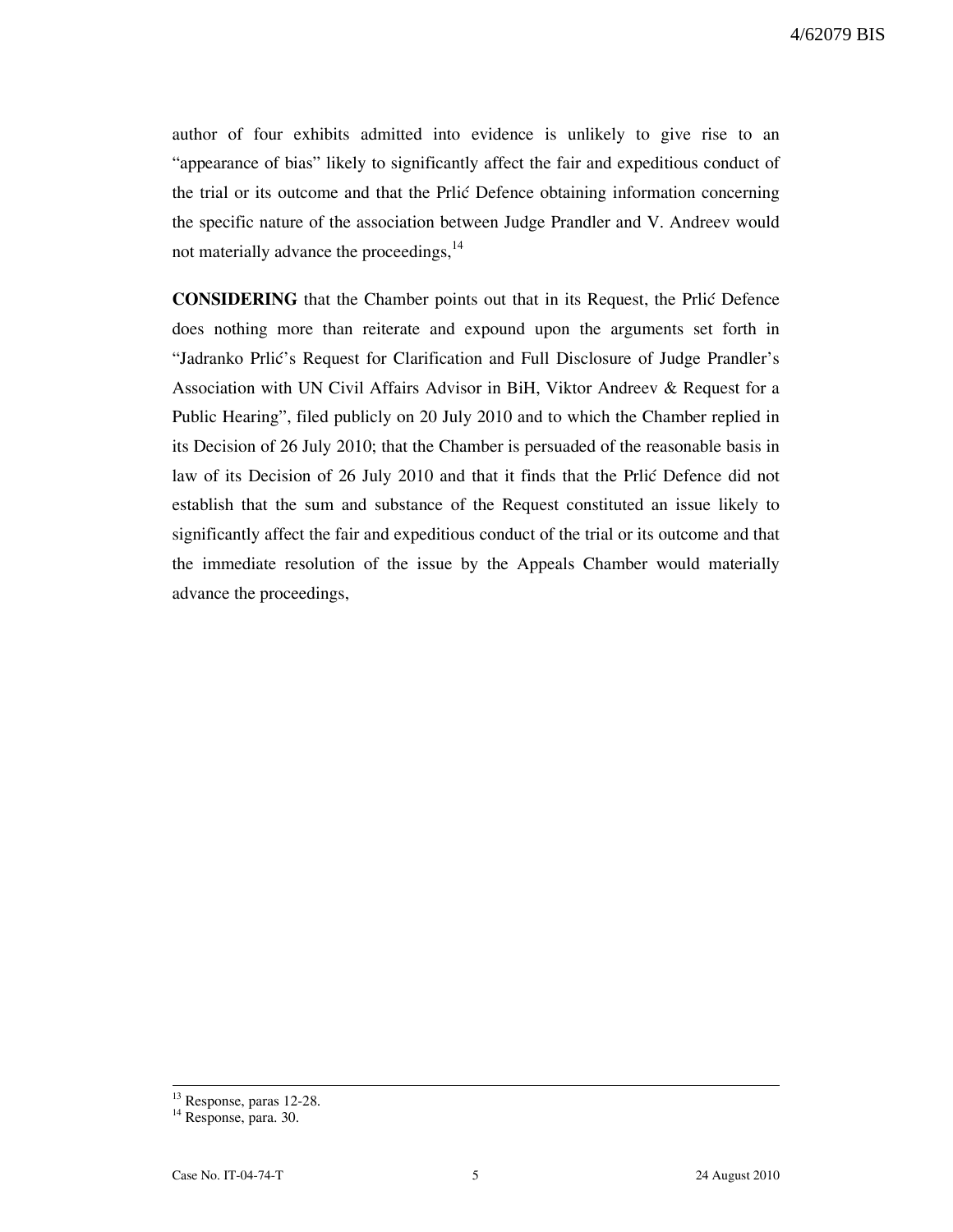author of four exhibits admitted into evidence is unlikely to give rise to an "appearance of bias" likely to significantly affect the fair and expeditious conduct of the trial or its outcome and that the Prlić Defence obtaining information concerning the specific nature of the association between Judge Prandler and V. Andreev would not materially advance the proceedings,[14]

**CONSIDERING** that the Chamber points out that in its Request, the Prlić Defence does nothing more than reiterate and expound upon the arguments set forth in "Jadranko Prlić's Request for Clarification and Full Disclosure of Judge Prandler's Association with UN Civil Affairs Advisor in BiH, Viktor Andreev & Request for a Public Hearing", filed publicly on 20 July 2010 and to which the Chamber replied in its Decision of 26 July 2010; that the Chamber is persuaded of the reasonable basis in law of its Decision of 26 July 2010 and that it finds that the Prlić Defence did not establish that the sum and substance of the Request constituted an issue likely to significantly affect the fair and expeditious conduct of the trial or its outcome and that the immediate resolution of the issue by the Appeals Chamber would materially advance the proceedings,

---

[13] Response, paras 12-28.

[14] Response, para. 30.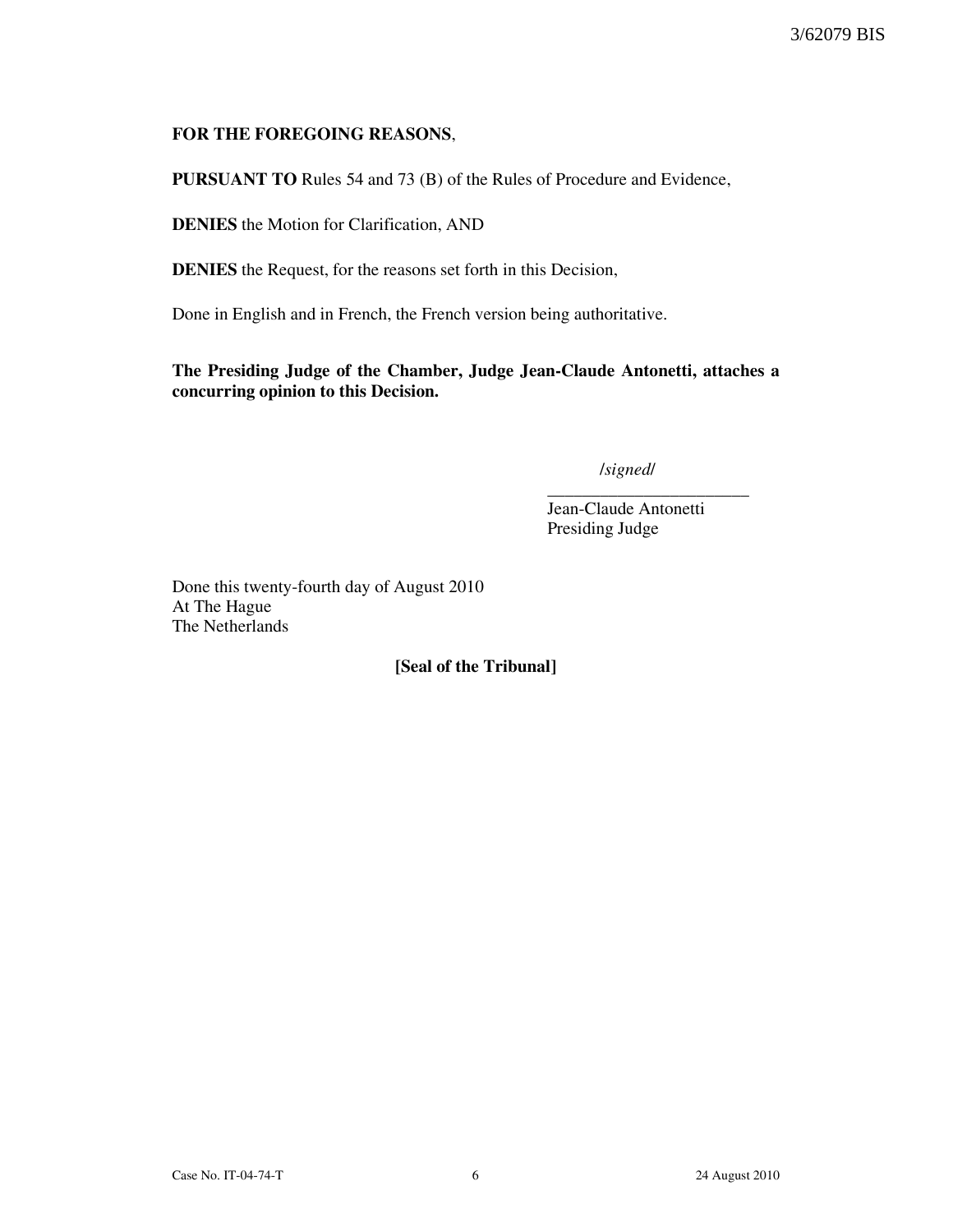**FOR THE FOREGOING REASONS**,

**PURSUANT TO** Rules 54 and 73 (B) of the Rules of Procedure and Evidence,

**DENIES** the Motion for Clarification, AND

**DENIES** the Request, for the reasons set forth in this Decision,

Done in English and in French, the French version being authoritative.

**The Presiding Judge of the Chamber, Judge Jean-Claude Antonetti, attaches a concurring opinion to this Decision.**

/*signed*/

_______________________

Jean-Claude Antonetti
Presiding Judge

Done this twenty-fourth day of August 2010
At The Hague
The Netherlands

**[Seal of the Tribunal]**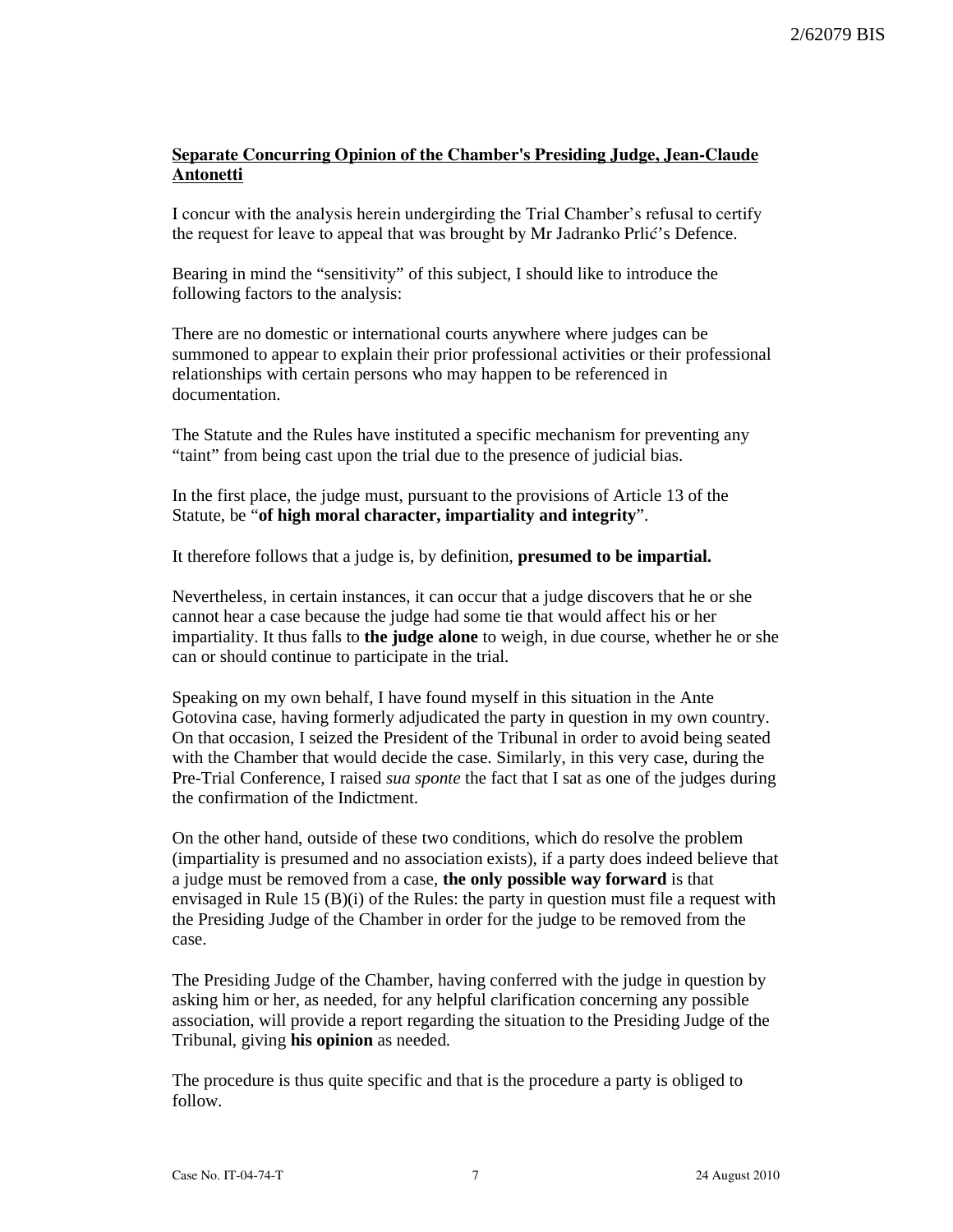**Separate Concurring Opinion of the Chamber's Presiding Judge, Jean-Claude Antonetti**

I concur with the analysis herein undergirding the Trial Chamber's refusal to certify the request for leave to appeal that was brought by Mr Jadranko Prlić's Defence.

Bearing in mind the "sensitivity" of this subject, I should like to introduce the following factors to the analysis:

There are no domestic or international courts anywhere where judges can be summoned to appear to explain their prior professional activities or their professional relationships with certain persons who may happen to be referenced in documentation.

The Statute and the Rules have instituted a specific mechanism for preventing any "taint" from being cast upon the trial due to the presence of judicial bias.

In the first place, the judge must, pursuant to the provisions of Article 13 of the Statute, be "**of high moral character, impartiality and integrity**".

It therefore follows that a judge is, by definition, **presumed to be impartial.**

Nevertheless, in certain instances, it can occur that a judge discovers that he or she cannot hear a case because the judge had some tie that would affect his or her impartiality. It thus falls to **the judge alone** to weigh, in due course, whether he or she can or should continue to participate in the trial.

Speaking on my own behalf, I have found myself in this situation in the Ante Gotovina case, having formerly adjudicated the party in question in my own country. On that occasion, I seized the President of the Tribunal in order to avoid being seated with the Chamber that would decide the case. Similarly, in this very case, during the Pre-Trial Conference, I raised *sua sponte* the fact that I sat as one of the judges during the confirmation of the Indictment.

On the other hand, outside of these two conditions, which do resolve the problem (impartiality is presumed and no association exists), if a party does indeed believe that a judge must be removed from a case, **the only possible way forward** is that envisaged in Rule 15 (B)(i) of the Rules: the party in question must file a request with the Presiding Judge of the Chamber in order for the judge to be removed from the case.

The Presiding Judge of the Chamber, having conferred with the judge in question by asking him or her, as needed, for any helpful clarification concerning any possible association, will provide a report regarding the situation to the Presiding Judge of the Tribunal, giving **his opinion** as needed.

The procedure is thus quite specific and that is the procedure a party is obliged to follow.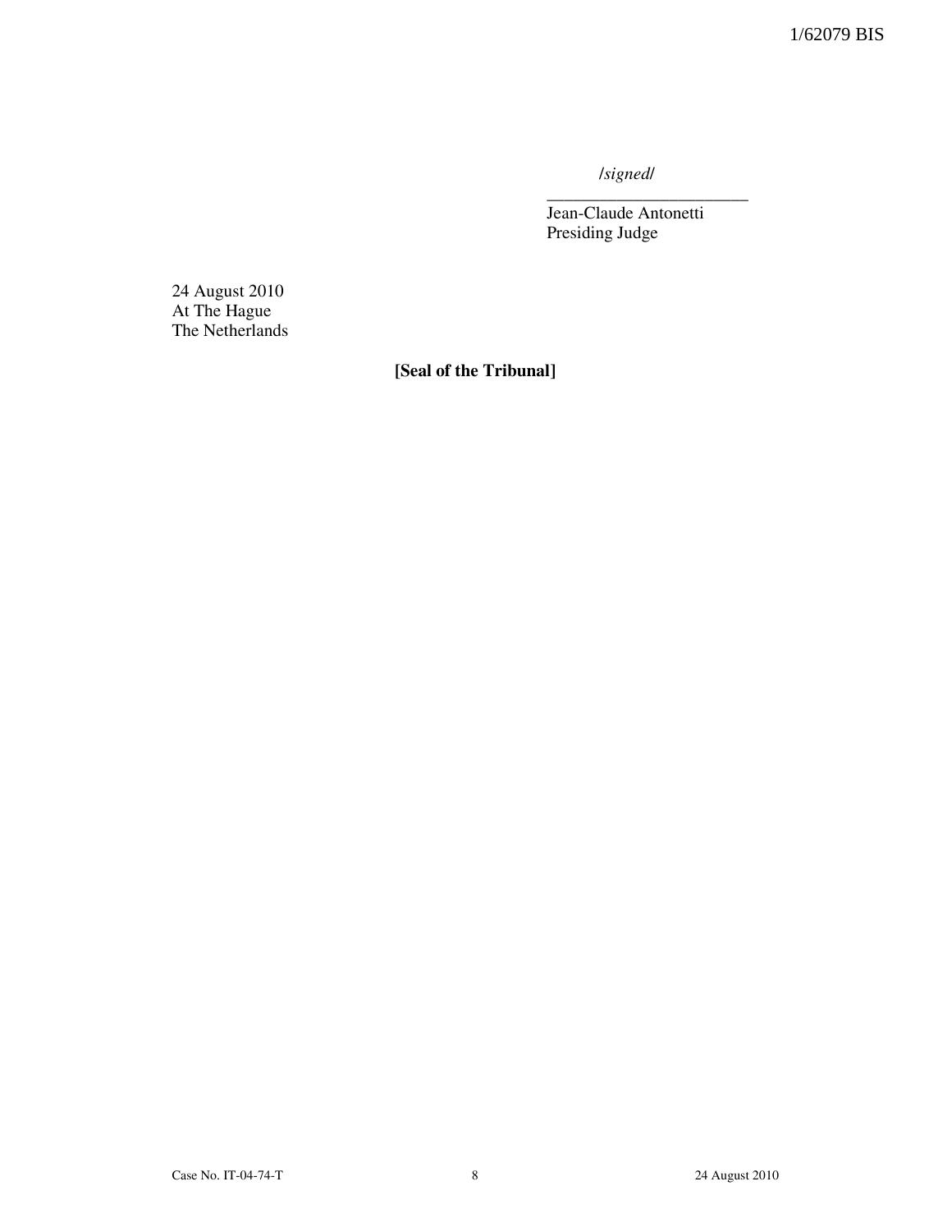*/signed/*

\_\_\_\_\_\_\_\_\_\_\_\_\_\_\_\_\_\_\_\_\_\_\_

Jean-Claude Antonetti
Presiding Judge

24 August 2010
At The Hague
The Netherlands

**[Seal of the Tribunal]**